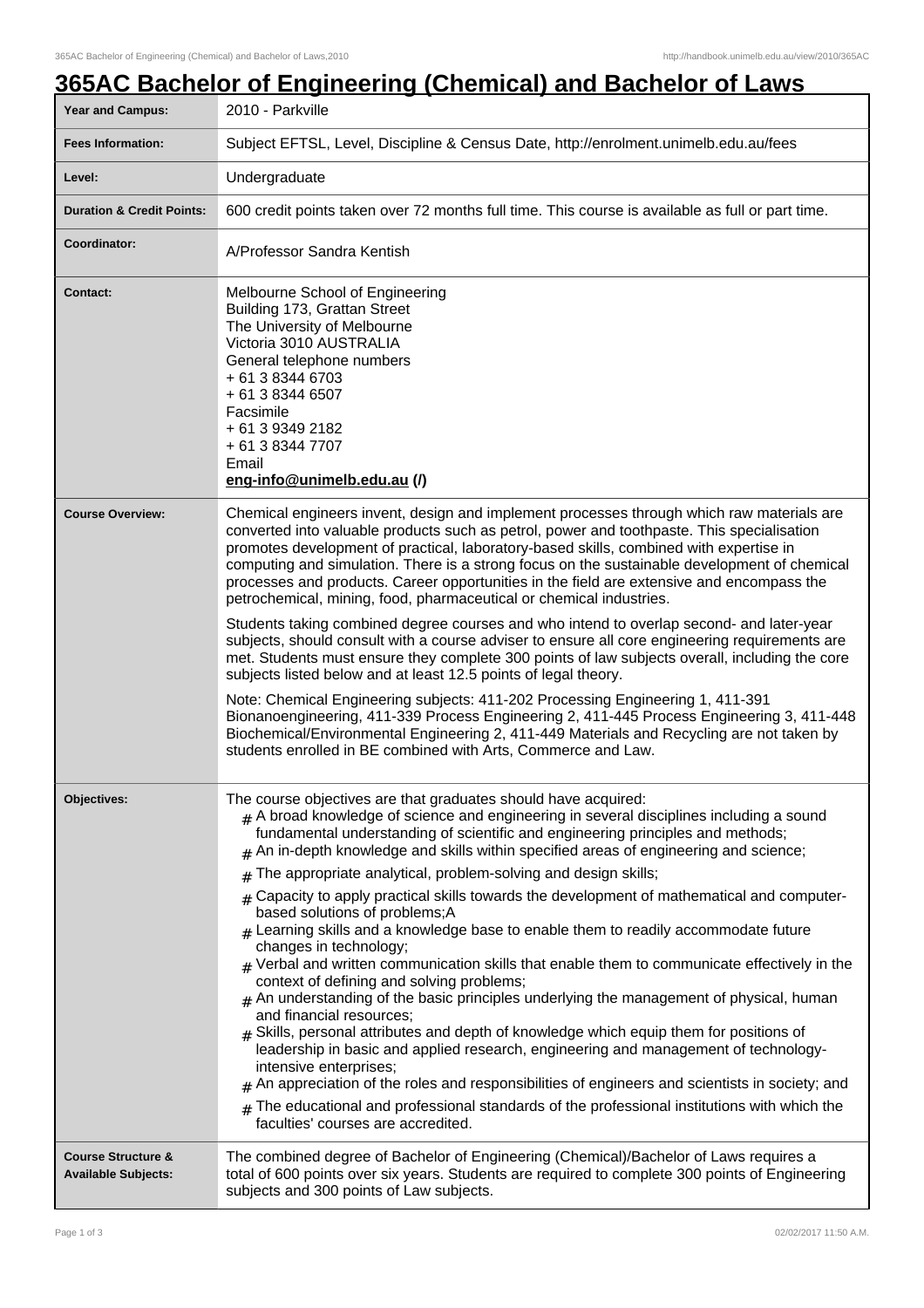# 365AC Bachelor of Engineering (Chemical) and Bachelor of Laws

| | |
|---|---|
| **Year and Campus:** | 2010 - Parkville |
| **Fees Information:** | Subject EFTSL, Level, Discipline & Census Date, http://enrolment.unimelb.edu.au/fees |
| **Level:** | Undergraduate |
| **Duration & Credit Points:** | 600 credit points taken over 72 months full time. This course is available as full or part time. |
| **Coordinator:** | A/Professor Sandra Kentish |
| **Contact:** | Melbourne School of Engineering<br>Building 173, Grattan Street<br>The University of Melbourne<br>Victoria 3010 AUSTRALIA<br>General telephone numbers<br>+ 61 3 8344 6703<br>+ 61 3 8344 6507<br>Facsimile<br>+ 61 3 9349 2182<br>+ 61 3 8344 7707<br>Email<br>**eng-info@unimelb.edu.au (/)** |
| **Course Overview:** | Chemical engineers invent, design and implement processes through which raw materials are converted into valuable products such as petrol, power and toothpaste. This specialisation promotes development of practical, laboratory-based skills, combined with expertise in computing and simulation. There is a strong focus on the sustainable development of chemical processes and products. Career opportunities in the field are extensive and encompass the petrochemical, mining, food, pharmaceutical or chemical industries.<br><br>Students taking combined degree courses and who intend to overlap second- and later-year subjects, should consult with a course adviser to ensure all core engineering requirements are met. Students must ensure they complete 300 points of law subjects overall, including the core subjects listed below and at least 12.5 points of legal theory.<br><br>Note: Chemical Engineering subjects: 411-202 Processing Engineering 1, 411-391 Bionanoengineering, 411-339 Process Engineering 2, 411-445 Process Engineering 3, 411-448 Biochemical/Environmental Engineering 2, 411-449 Materials and Recycling are not taken by students enrolled in BE combined with Arts, Commerce and Law. |
| **Objectives:** | The course objectives are that graduates should have acquired:<br># A broad knowledge of science and engineering in several disciplines including a sound fundamental understanding of scientific and engineering principles and methods;<br># An in-depth knowledge and skills within specified areas of engineering and science;<br># The appropriate analytical, problem-solving and design skills;<br># Capacity to apply practical skills towards the development of mathematical and computer-based solutions of problems;A<br># Learning skills and a knowledge base to enable them to readily accommodate future changes in technology;<br># Verbal and written communication skills that enable them to communicate effectively in the context of defining and solving problems;<br># An understanding of the basic principles underlying the management of physical, human and financial resources;<br># Skills, personal attributes and depth of knowledge which equip them for positions of leadership in basic and applied research, engineering and management of technology-intensive enterprises;<br># An appreciation of the roles and responsibilities of engineers and scientists in society; and<br># The educational and professional standards of the professional institutions with which the faculties' courses are accredited. |
| **Course Structure & Available Subjects:** | The combined degree of Bachelor of Engineering (Chemical)/Bachelor of Laws requires a total of 600 points over six years. Students are required to complete 300 points of Engineering subjects and 300 points of Law subjects. |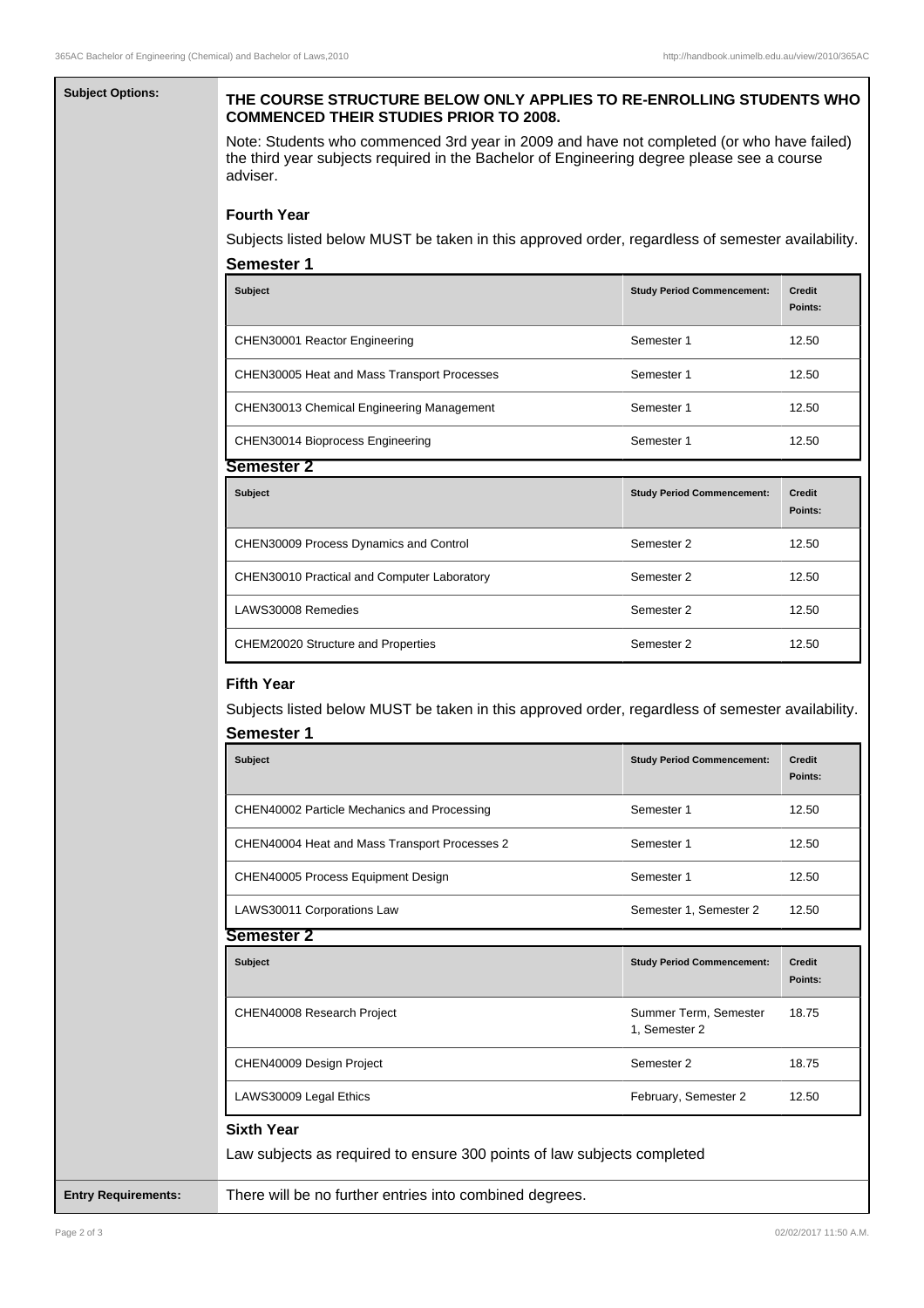**Subject Options:**

**THE COURSE STRUCTURE BELOW ONLY APPLIES TO RE-ENROLLING STUDENTS WHO COMMENCED THEIR STUDIES PRIOR TO 2008.**

Note: Students who commenced 3rd year in 2009 and have not completed (or who have failed) the third year subjects required in the Bachelor of Engineering degree please see a course adviser.

### Fourth Year

Subjects listed below MUST be taken in this approved order, regardless of semester availability.

#### Semester 1

| Subject | Study Period Commencement: | Credit Points: |
|---|---|---|
| CHEN30001 Reactor Engineering | Semester 1 | 12.50 |
| CHEN30005 Heat and Mass Transport Processes | Semester 1 | 12.50 |
| CHEN30013 Chemical Engineering Management | Semester 1 | 12.50 |
| CHEN30014 Bioprocess Engineering | Semester 1 | 12.50 |

#### Semester 2

| Subject | Study Period Commencement: | Credit Points: |
|---|---|---|
| CHEN30009 Process Dynamics and Control | Semester 2 | 12.50 |
| CHEN30010 Practical and Computer Laboratory | Semester 2 | 12.50 |
| LAWS30008 Remedies | Semester 2 | 12.50 |
| CHEM20020 Structure and Properties | Semester 2 | 12.50 |

### Fifth Year

Subjects listed below MUST be taken in this approved order, regardless of semester availability.

#### Semester 1

| Subject | Study Period Commencement: | Credit Points: |
|---|---|---|
| CHEN40002 Particle Mechanics and Processing | Semester 1 | 12.50 |
| CHEN40004 Heat and Mass Transport Processes 2 | Semester 1 | 12.50 |
| CHEN40005 Process Equipment Design | Semester 1 | 12.50 |
| LAWS30011 Corporations Law | Semester 1, Semester 2 | 12.50 |

#### Semester 2

| Subject | Study Period Commencement: | Credit Points: |
|---|---|---|
| CHEN40008 Research Project | Summer Term, Semester 1, Semester 2 | 18.75 |
| CHEN40009 Design Project | Semester 2 | 18.75 |
| LAWS30009 Legal Ethics | February, Semester 2 | 12.50 |

### Sixth Year

Law subjects as required to ensure 300 points of law subjects completed

**Entry Requirements:**

There will be no further entries into combined degrees.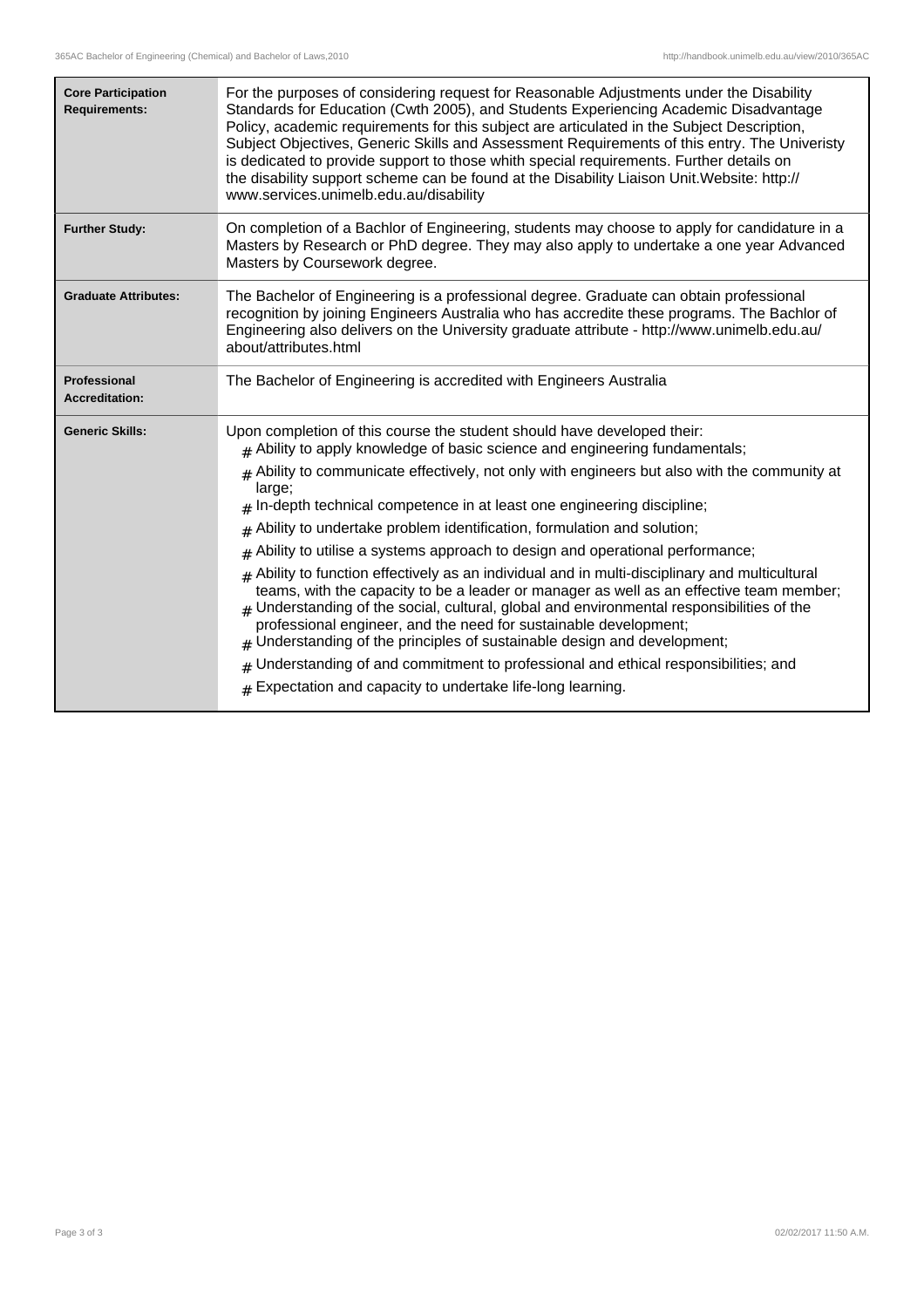| | |
|---|---|
| **Core Participation Requirements:** | For the purposes of considering request for Reasonable Adjustments under the Disability Standards for Education (Cwth 2005), and Students Experiencing Academic Disadvantage Policy, academic requirements for this subject are articulated in the Subject Description, Subject Objectives, Generic Skills and Assessment Requirements of this entry. The Univeristy is dedicated to provide support to those whith special requirements. Further details on the disability support scheme can be found at the Disability Liaison Unit.Website: http://www.services.unimelb.edu.au/disability |
| **Further Study:** | On completion of a Bachlor of Engineering, students may choose to apply for candidature in a Masters by Research or PhD degree. They may also apply to undertake a one year Advanced Masters by Coursework degree. |
| **Graduate Attributes:** | The Bachelor of Engineering is a professional degree. Graduate can obtain professional recognition by joining Engineers Australia who has accredite these programs. The Bachlor of Engineering also delivers on the University graduate attribute - http://www.unimelb.edu.au/about/attributes.html |
| **Professional Accreditation:** | The Bachelor of Engineering is accredited with Engineers Australia |
| **Generic Skills:** | Upon completion of this course the student should have developed their:<br># Ability to apply knowledge of basic science and engineering fundamentals;<br># Ability to communicate effectively, not only with engineers but also with the community at large;<br># In-depth technical competence in at least one engineering discipline;<br># Ability to undertake problem identification, formulation and solution;<br># Ability to utilise a systems approach to design and operational performance;<br># Ability to function effectively as an individual and in multi-disciplinary and multicultural teams, with the capacity to be a leader or manager as well as an effective team member;<br># Understanding of the social, cultural, global and environmental responsibilities of the professional engineer, and the need for sustainable development;<br># Understanding of the principles of sustainable design and development;<br># Understanding of and commitment to professional and ethical responsibilities; and<br># Expectation and capacity to undertake life-long learning. |